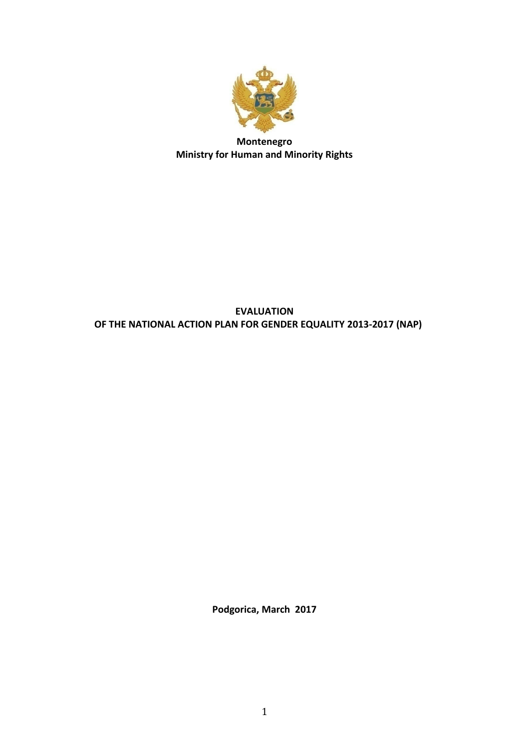**Montenegro**
**Ministry for Human and Minority Rights**

# EVALUATION
# OF THE NATIONAL ACTION PLAN FOR GENDER EQUALITY 2013-2017 (NAP)

**Podgorica, March 2017**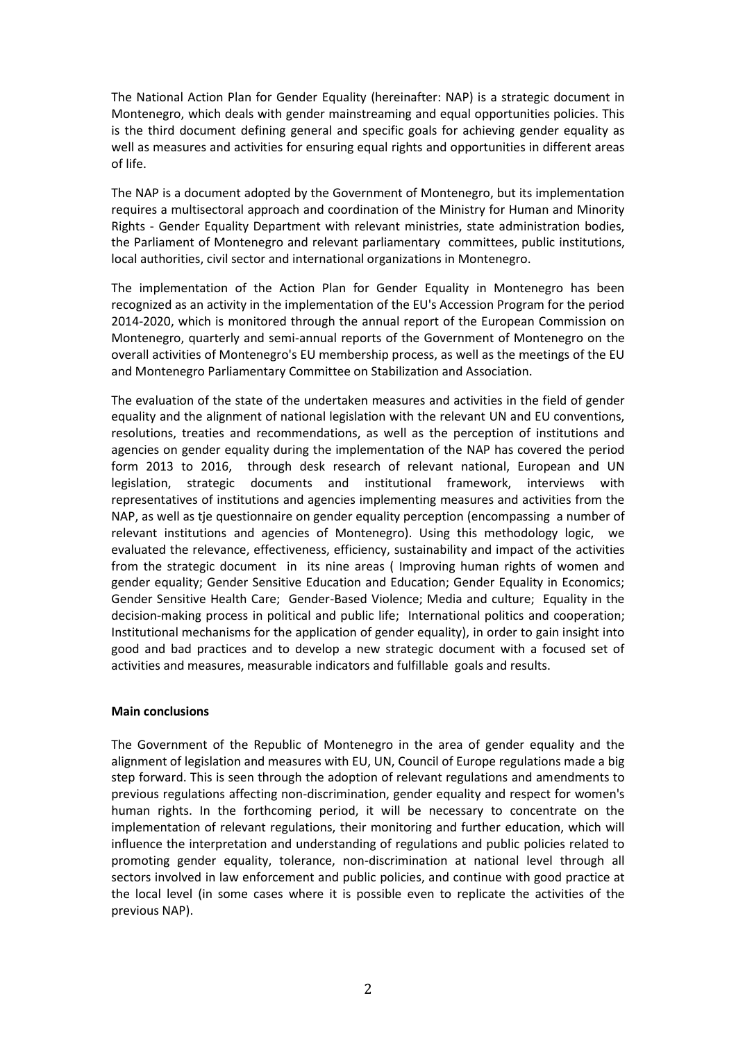The National Action Plan for Gender Equality (hereinafter: NAP) is a strategic document in Montenegro, which deals with gender mainstreaming and equal opportunities policies. This is the third document defining general and specific goals for achieving gender equality as well as measures and activities for ensuring equal rights and opportunities in different areas of life.

The NAP is a document adopted by the Government of Montenegro, but its implementation requires a multisectoral approach and coordination of the Ministry for Human and Minority Rights - Gender Equality Department with relevant ministries, state administration bodies, the Parliament of Montenegro and relevant parliamentary committees, public institutions, local authorities, civil sector and international organizations in Montenegro.

The implementation of the Action Plan for Gender Equality in Montenegro has been recognized as an activity in the implementation of the EU's Accession Program for the period 2014-2020, which is monitored through the annual report of the European Commission on Montenegro, quarterly and semi-annual reports of the Government of Montenegro on the overall activities of Montenegro's EU membership process, as well as the meetings of the EU and Montenegro Parliamentary Committee on Stabilization and Association.

The evaluation of the state of the undertaken measures and activities in the field of gender equality and the alignment of national legislation with the relevant UN and EU conventions, resolutions, treaties and recommendations, as well as the perception of institutions and agencies on gender equality during the implementation of the NAP has covered the period form 2013 to 2016, through desk research of relevant national, European and UN legislation, strategic documents and institutional framework, interviews with representatives of institutions and agencies implementing measures and activities from the NAP, as well as tje questionnaire on gender equality perception (encompassing a number of relevant institutions and agencies of Montenegro). Using this methodology logic, we evaluated the relevance, effectiveness, efficiency, sustainability and impact of the activities from the strategic document in its nine areas ( Improving human rights of women and gender equality; Gender Sensitive Education and Education; Gender Equality in Economics; Gender Sensitive Health Care; Gender-Based Violence; Media and culture; Equality in the decision-making process in political and public life; International politics and cooperation; Institutional mechanisms for the application of gender equality), in order to gain insight into good and bad practices and to develop a new strategic document with a focused set of activities and measures, measurable indicators and fulfillable goals and results.

**Main conclusions**

The Government of the Republic of Montenegro in the area of gender equality and the alignment of legislation and measures with EU, UN, Council of Europe regulations made a big step forward. This is seen through the adoption of relevant regulations and amendments to previous regulations affecting non-discrimination, gender equality and respect for women's human rights. In the forthcoming period, it will be necessary to concentrate on the implementation of relevant regulations, their monitoring and further education, which will influence the interpretation and understanding of regulations and public policies related to promoting gender equality, tolerance, non-discrimination at national level through all sectors involved in law enforcement and public policies, and continue with good practice at the local level (in some cases where it is possible even to replicate the activities of the previous NAP).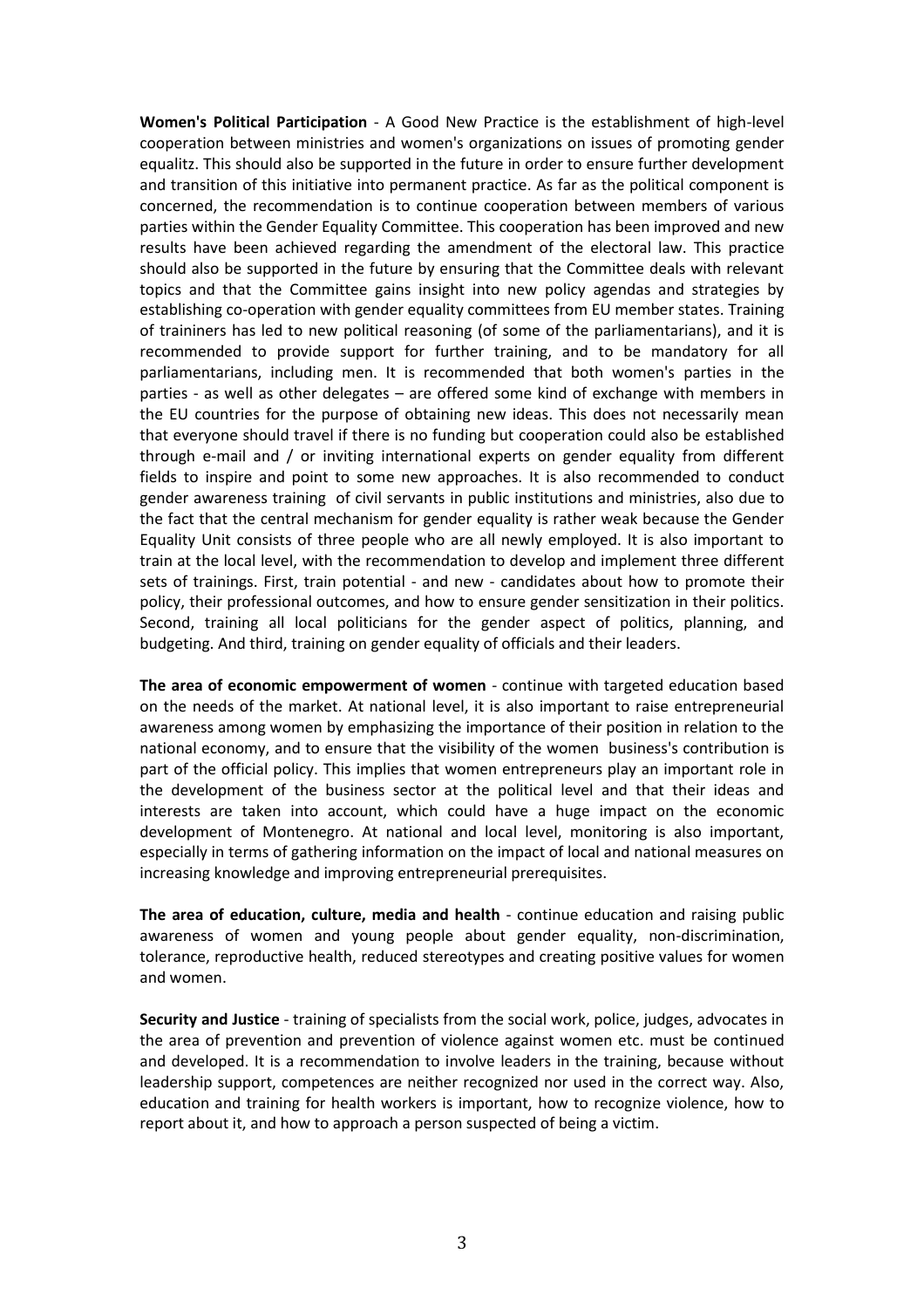**Women's Political Participation** - A Good New Practice is the establishment of high-level cooperation between ministries and women's organizations on issues of promoting gender equalitz. This should also be supported in the future in order to ensure further development and transition of this initiative into permanent practice. As far as the political component is concerned, the recommendation is to continue cooperation between members of various parties within the Gender Equality Committee. This cooperation has been improved and new results have been achieved regarding the amendment of the electoral law. This practice should also be supported in the future by ensuring that the Committee deals with relevant topics and that the Committee gains insight into new policy agendas and strategies by establishing co-operation with gender equality committees from EU member states. Training of traininers has led to new political reasoning (of some of the parliamentarians), and it is recommended to provide support for further training, and to be mandatory for all parliamentarians, including men. It is recommended that both women's parties in the parties - as well as other delegates – are offered some kind of exchange with members in the EU countries for the purpose of obtaining new ideas. This does not necessarily mean that everyone should travel if there is no funding but cooperation could also be established through e-mail and / or inviting international experts on gender equality from different fields to inspire and point to some new approaches. It is also recommended to conduct gender awareness training of civil servants in public institutions and ministries, also due to the fact that the central mechanism for gender equality is rather weak because the Gender Equality Unit consists of three people who are all newly employed. It is also important to train at the local level, with the recommendation to develop and implement three different sets of trainings. First, train potential - and new - candidates about how to promote their policy, their professional outcomes, and how to ensure gender sensitization in their politics. Second, training all local politicians for the gender aspect of politics, planning, and budgeting. And third, training on gender equality of officials and their leaders.

**The area of economic empowerment of women** - continue with targeted education based on the needs of the market. At national level, it is also important to raise entrepreneurial awareness among women by emphasizing the importance of their position in relation to the national economy, and to ensure that the visibility of the women business's contribution is part of the official policy. This implies that women entrepreneurs play an important role in the development of the business sector at the political level and that their ideas and interests are taken into account, which could have a huge impact on the economic development of Montenegro. At national and local level, monitoring is also important, especially in terms of gathering information on the impact of local and national measures on increasing knowledge and improving entrepreneurial prerequisites.

**The area of education, culture, media and health** - continue education and raising public awareness of women and young people about gender equality, non-discrimination, tolerance, reproductive health, reduced stereotypes and creating positive values for women and women.

**Security and Justice** - training of specialists from the social work, police, judges, advocates in the area of prevention and prevention of violence against women etc. must be continued and developed. It is a recommendation to involve leaders in the training, because without leadership support, competences are neither recognized nor used in the correct way. Also, education and training for health workers is important, how to recognize violence, how to report about it, and how to approach a person suspected of being a victim.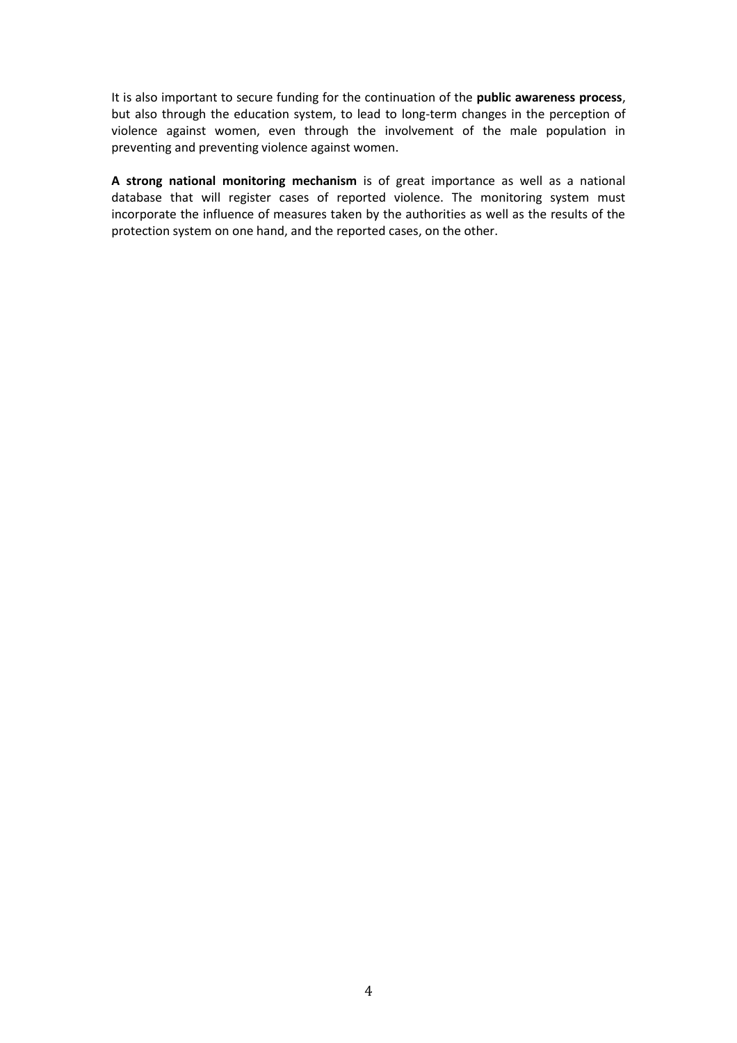It is also important to secure funding for the continuation of the **public awareness process**, but also through the education system, to lead to long-term changes in the perception of violence against women, even through the involvement of the male population in preventing and preventing violence against women.

**A strong national monitoring mechanism** is of great importance as well as a national database that will register cases of reported violence. The monitoring system must incorporate the influence of measures taken by the authorities as well as the results of the protection system on one hand, and the reported cases, on the other.